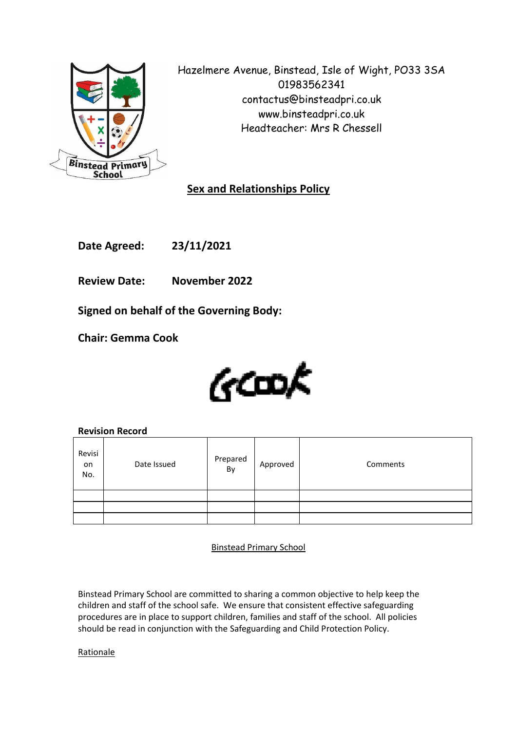Hazelmere Avenue, Binstead, Isle of Wight, PO33 3SA
01983562341
contactus@binsteadpri.co.uk
www.binsteadpri.co.uk
Headteacher: Mrs R Chessell

# Sex and Relationships Policy

**Date Agreed:** **23/11/2021**

**Review Date:** **November 2022**

**Signed on behalf of the Governing Body:**

**Chair: Gemma Cook**

GCook

**Revision Record**

| Revision No. | Date Issued | Prepared By | Approved | Comments |
|---|---|---|---|---|
| | | | | |
| | | | | |
| | | | | |

Binstead Primary School

Binstead Primary School are committed to sharing a common objective to help keep the children and staff of the school safe. We ensure that consistent effective safeguarding procedures are in place to support children, families and staff of the school. All policies should be read in conjunction with the Safeguarding and Child Protection Policy.

Rationale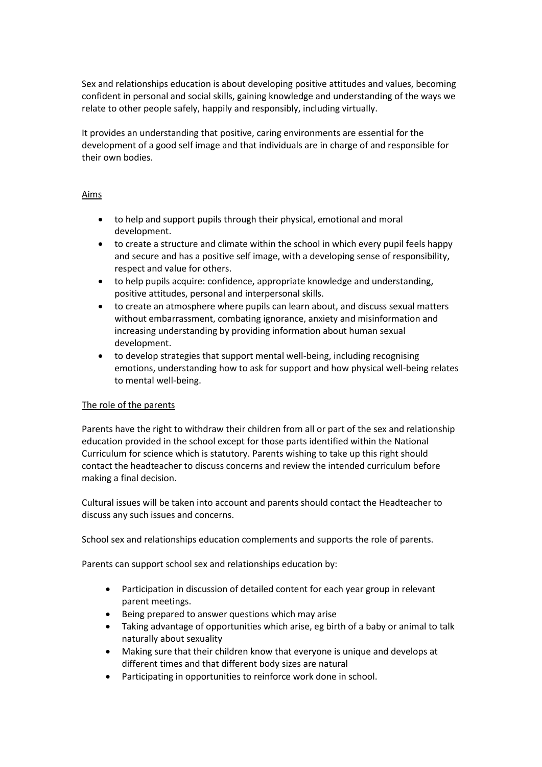Sex and relationships education is about developing positive attitudes and values, becoming confident in personal and social skills, gaining knowledge and understanding of the ways we relate to other people safely, happily and responsibly, including virtually.

It provides an understanding that positive, caring environments are essential for the development of a good self image and that individuals are in charge of and responsible for their own bodies.

## Aims

- to help and support pupils through their physical, emotional and moral development.
- to create a structure and climate within the school in which every pupil feels happy and secure and has a positive self image, with a developing sense of responsibility, respect and value for others.
- to help pupils acquire: confidence, appropriate knowledge and understanding, positive attitudes, personal and interpersonal skills.
- to create an atmosphere where pupils can learn about, and discuss sexual matters without embarrassment, combating ignorance, anxiety and misinformation and increasing understanding by providing information about human sexual development.
- to develop strategies that support mental well-being, including recognising emotions, understanding how to ask for support and how physical well-being relates to mental well-being.

## The role of the parents

Parents have the right to withdraw their children from all or part of the sex and relationship education provided in the school except for those parts identified within the National Curriculum for science which is statutory. Parents wishing to take up this right should contact the headteacher to discuss concerns and review the intended curriculum before making a final decision.

Cultural issues will be taken into account and parents should contact the Headteacher to discuss any such issues and concerns.

School sex and relationships education complements and supports the role of parents.

Parents can support school sex and relationships education by:

- Participation in discussion of detailed content for each year group in relevant parent meetings.
- Being prepared to answer questions which may arise
- Taking advantage of opportunities which arise, eg birth of a baby or animal to talk naturally about sexuality
- Making sure that their children know that everyone is unique and develops at different times and that different body sizes are natural
- Participating in opportunities to reinforce work done in school.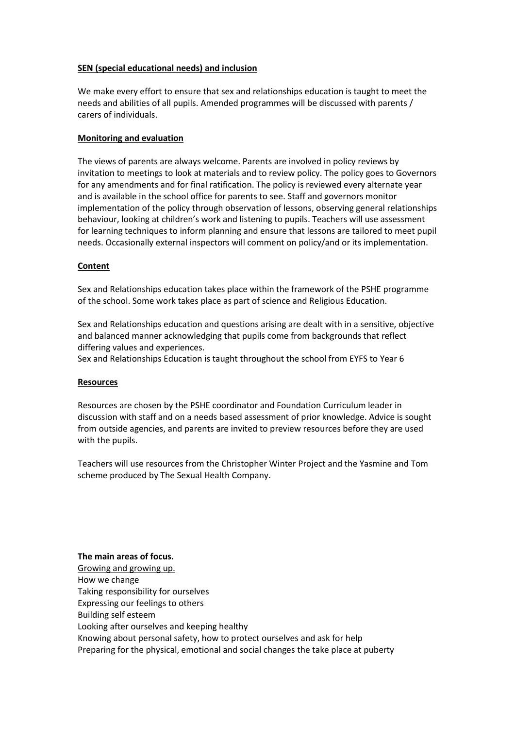## SEN (special educational needs) and inclusion

We make every effort to ensure that sex and relationships education is taught to meet the needs and abilities of all pupils. Amended programmes will be discussed with parents / carers of individuals.

## Monitoring and evaluation

The views of parents are always welcome. Parents are involved in policy reviews by invitation to meetings to look at materials and to review policy. The policy goes to Governors for any amendments and for final ratification. The policy is reviewed every alternate year and is available in the school office for parents to see. Staff and governors monitor implementation of the policy through observation of lessons, observing general relationships behaviour, looking at children's work and listening to pupils. Teachers will use assessment for learning techniques to inform planning and ensure that lessons are tailored to meet pupil needs. Occasionally external inspectors will comment on policy/and or its implementation.

## Content

Sex and Relationships education takes place within the framework of the PSHE programme of the school. Some work takes place as part of science and Religious Education.

Sex and Relationships education and questions arising are dealt with in a sensitive, objective and balanced manner acknowledging that pupils come from backgrounds that reflect differing values and experiences.
Sex and Relationships Education is taught throughout the school from EYFS to Year 6

## Resources

Resources are chosen by the PSHE coordinator and Foundation Curriculum leader in discussion with staff and on a needs based assessment of prior knowledge. Advice is sought from outside agencies, and parents are invited to preview resources before they are used with the pupils.

Teachers will use resources from the Christopher Winter Project and the Yasmine and Tom scheme produced by The Sexual Health Company.

**The main areas of focus.**

Growing and growing up.

How we change
Taking responsibility for ourselves
Expressing our feelings to others
Building self esteem
Looking after ourselves and keeping healthy
Knowing about personal safety, how to protect ourselves and ask for help
Preparing for the physical, emotional and social changes the take place at puberty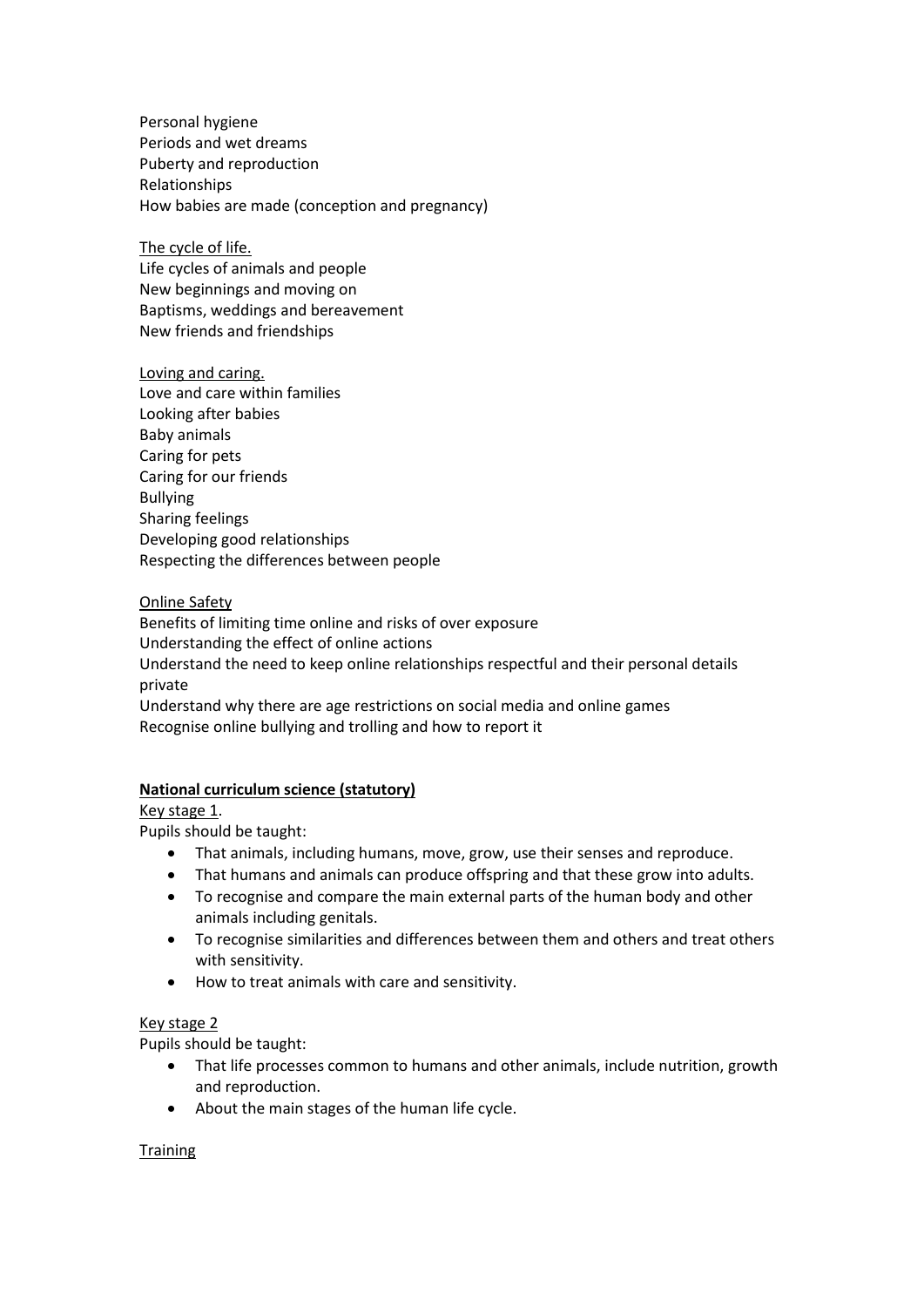Personal hygiene
Periods and wet dreams
Puberty and reproduction
Relationships
How babies are made (conception and pregnancy)

<u>The cycle of life.</u>
Life cycles of animals and people
New beginnings and moving on
Baptisms, weddings and bereavement
New friends and friendships

<u>Loving and caring.</u>
Love and care within families
Looking after babies
Baby animals
Caring for pets
Caring for our friends
Bullying
Sharing feelings
Developing good relationships
Respecting the differences between people

<u>Online Safety</u>
Benefits of limiting time online and risks of over exposure
Understanding the effect of online actions
Understand the need to keep online relationships respectful and their personal details private
Understand why there are age restrictions on social media and online games
Recognise online bullying and trolling and how to report it

**<u>National curriculum science (statutory)</u>**

<u>Key stage 1</u>.
Pupils should be taught:

- That animals, including humans, move, grow, use their senses and reproduce.
- That humans and animals can produce offspring and that these grow into adults.
- To recognise and compare the main external parts of the human body and other animals including genitals.
- To recognise similarities and differences between them and others and treat others with sensitivity.
- How to treat animals with care and sensitivity.

<u>Key stage 2</u>
Pupils should be taught:

- That life processes common to humans and other animals, include nutrition, growth and reproduction.
- About the main stages of the human life cycle.

<u>Training</u>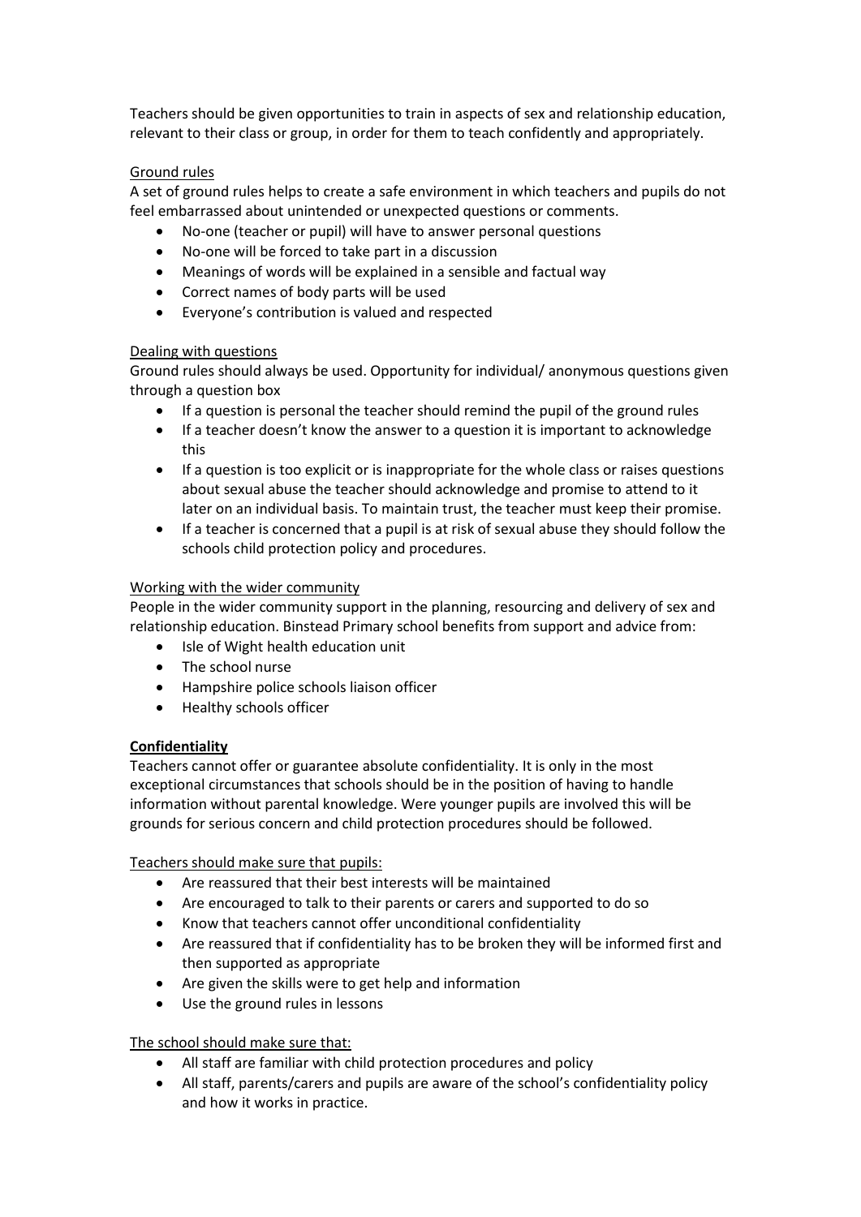Teachers should be given opportunities to train in aspects of sex and relationship education, relevant to their class or group, in order for them to teach confidently and appropriately.

Ground rules

A set of ground rules helps to create a safe environment in which teachers and pupils do not feel embarrassed about unintended or unexpected questions or comments.

- No-one (teacher or pupil) will have to answer personal questions
- No-one will be forced to take part in a discussion
- Meanings of words will be explained in a sensible and factual way
- Correct names of body parts will be used
- Everyone's contribution is valued and respected

Dealing with questions

Ground rules should always be used. Opportunity for individual/ anonymous questions given through a question box

- If a question is personal the teacher should remind the pupil of the ground rules
- If a teacher doesn't know the answer to a question it is important to acknowledge this
- If a question is too explicit or is inappropriate for the whole class or raises questions about sexual abuse the teacher should acknowledge and promise to attend to it later on an individual basis. To maintain trust, the teacher must keep their promise.
- If a teacher is concerned that a pupil is at risk of sexual abuse they should follow the schools child protection policy and procedures.

Working with the wider community

People in the wider community support in the planning, resourcing and delivery of sex and relationship education. Binstead Primary school benefits from support and advice from:

- Isle of Wight health education unit
- The school nurse
- Hampshire police schools liaison officer
- Healthy schools officer

**Confidentiality**

Teachers cannot offer or guarantee absolute confidentiality. It is only in the most exceptional circumstances that schools should be in the position of having to handle information without parental knowledge. Were younger pupils are involved this will be grounds for serious concern and child protection procedures should be followed.

Teachers should make sure that pupils:

- Are reassured that their best interests will be maintained
- Are encouraged to talk to their parents or carers and supported to do so
- Know that teachers cannot offer unconditional confidentiality
- Are reassured that if confidentiality has to be broken they will be informed first and then supported as appropriate
- Are given the skills were to get help and information
- Use the ground rules in lessons

The school should make sure that:

- All staff are familiar with child protection procedures and policy
- All staff, parents/carers and pupils are aware of the school's confidentiality policy and how it works in practice.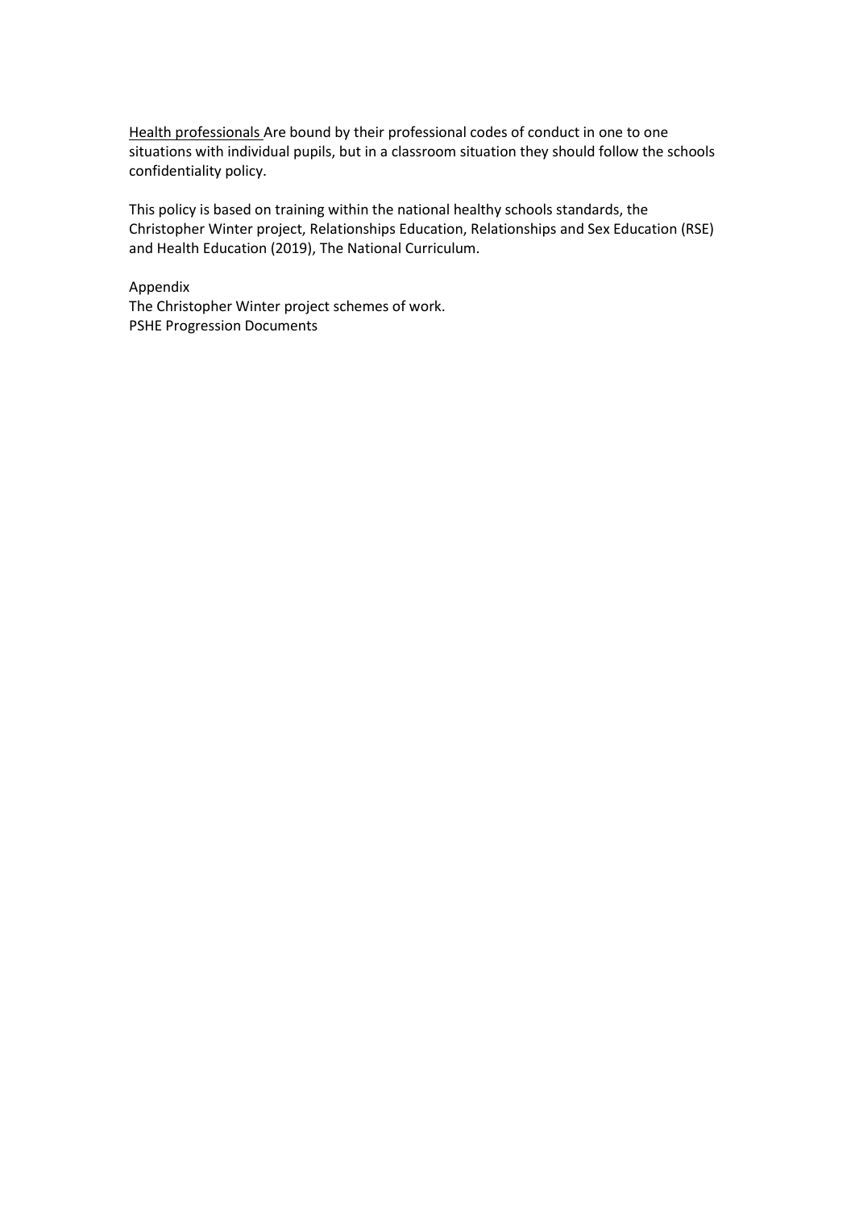<u>Health professionals</u> Are bound by their professional codes of conduct in one to one situations with individual pupils, but in a classroom situation they should follow the schools confidentiality policy.

This policy is based on training within the national healthy schools standards, the Christopher Winter project, Relationships Education, Relationships and Sex Education (RSE) and Health Education (2019), The National Curriculum.

Appendix
The Christopher Winter project schemes of work.
PSHE Progression Documents